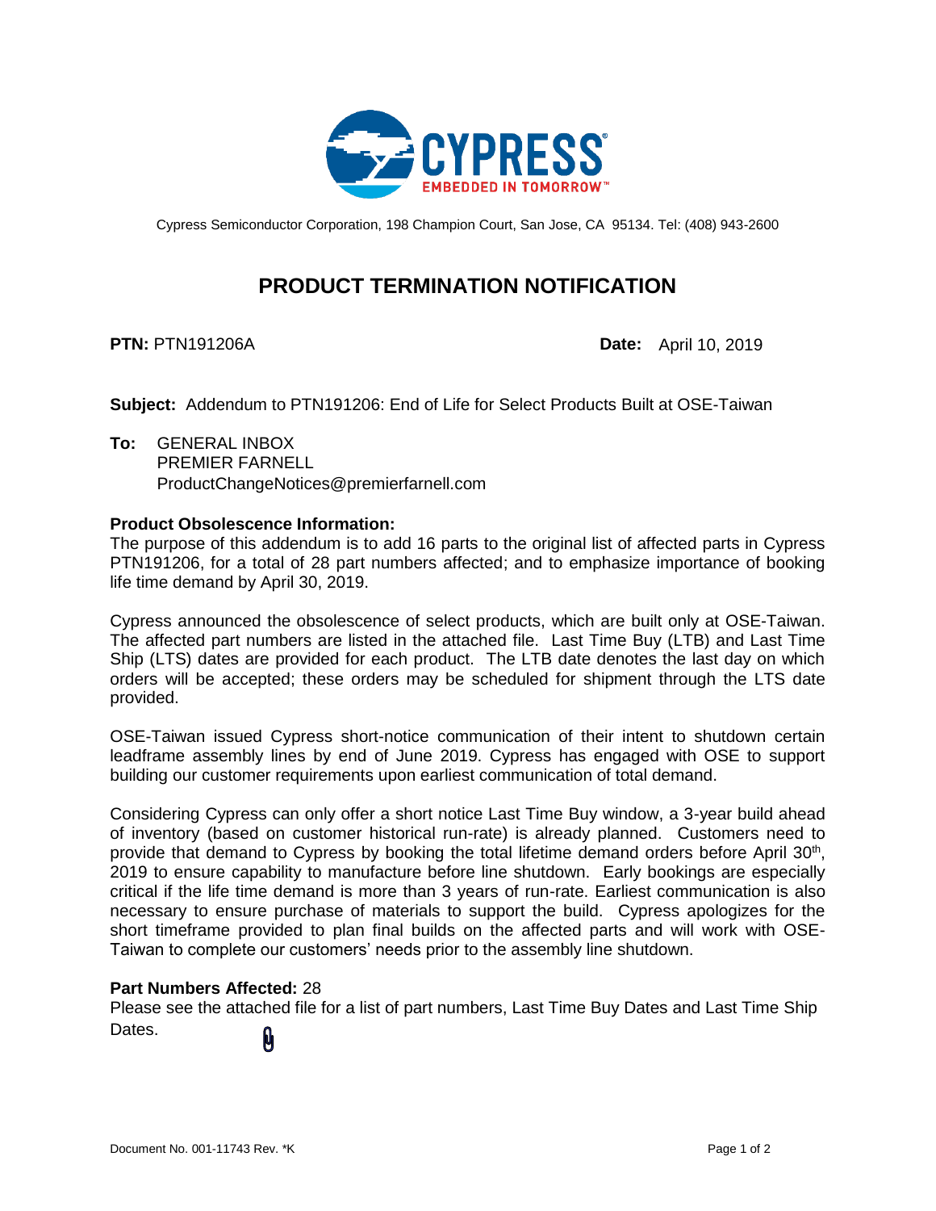Cypress Semiconductor Corporation, 198 Champion Court, San Jose, CA 95134. Tel: (408) 943-2600

# PRODUCT TERMINATION NOTIFICATION

**PTN:** PTN191206A **Date:** April 10, 2019

**Subject:** Addendum to PTN191206: End of Life for Select Products Built at OSE-Taiwan

**To:** GENERAL INBOX
PREMIER FARNELL
ProductChangeNotices@premierfarnell.com

**Product Obsolescence Information:**
The purpose of this addendum is to add 16 parts to the original list of affected parts in Cypress PTN191206, for a total of 28 part numbers affected; and to emphasize importance of booking life time demand by April 30, 2019.

Cypress announced the obsolescence of select products, which are built only at OSE-Taiwan. The affected part numbers are listed in the attached file. Last Time Buy (LTB) and Last Time Ship (LTS) dates are provided for each product. The LTB date denotes the last day on which orders will be accepted; these orders may be scheduled for shipment through the LTS date provided.

OSE-Taiwan issued Cypress short-notice communication of their intent to shutdown certain leadframe assembly lines by end of June 2019. Cypress has engaged with OSE to support building our customer requirements upon earliest communication of total demand.

Considering Cypress can only offer a short notice Last Time Buy window, a 3-year build ahead of inventory (based on customer historical run-rate) is already planned. Customers need to provide that demand to Cypress by booking the total lifetime demand orders before April 30th, 2019 to ensure capability to manufacture before line shutdown. Early bookings are especially critical if the life time demand is more than 3 years of run-rate. Earliest communication is also necessary to ensure purchase of materials to support the build. Cypress apologizes for the short timeframe provided to plan final builds on the affected parts and will work with OSE-Taiwan to complete our customers' needs prior to the assembly line shutdown.

**Part Numbers Affected:** 28
Please see the attached file for a list of part numbers, Last Time Buy Dates and Last Time Ship Dates.

Document No. 001-11743 Rev. *K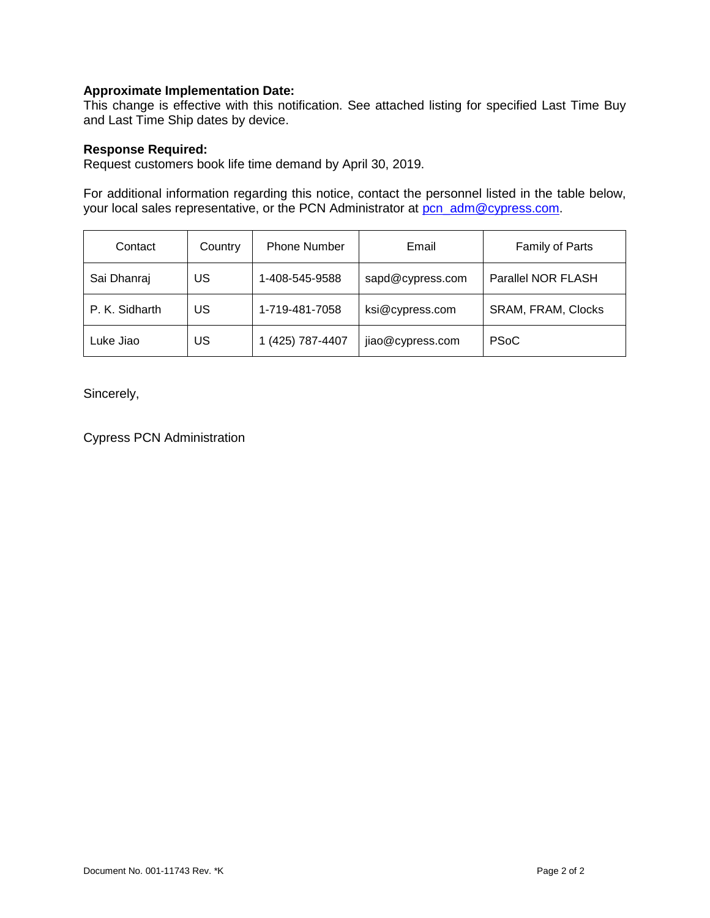**Approximate Implementation Date:**
This change is effective with this notification. See attached listing for specified Last Time Buy and Last Time Ship dates by device.

**Response Required:**
Request customers book life time demand by April 30, 2019.

For additional information regarding this notice, contact the personnel listed in the table below, your local sales representative, or the PCN Administrator at pcn_adm@cypress.com.

| Contact | Country | Phone Number | Email | Family of Parts |
| --- | --- | --- | --- | --- |
| Sai Dhanraj | US | 1-408-545-9588 | sapd@cypress.com | Parallel NOR FLASH |
| P. K. Sidharth | US | 1-719-481-7058 | ksi@cypress.com | SRAM, FRAM, Clocks |
| Luke Jiao | US | 1 (425) 787-4407 | jiao@cypress.com | PSoC |

Sincerely,

Cypress PCN Administration

Document No. 001-11743 Rev. *K